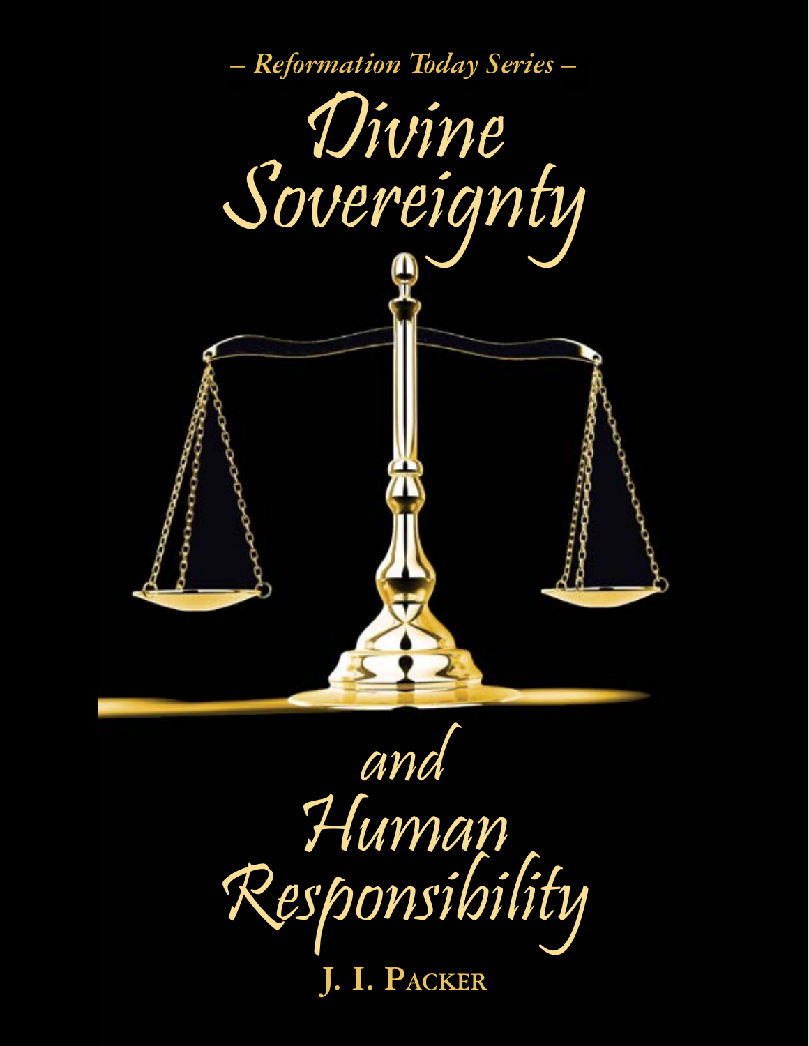*– Reformation Today Series –*

# Divine Sovereignty and Human Responsibility

**J. I. Packer**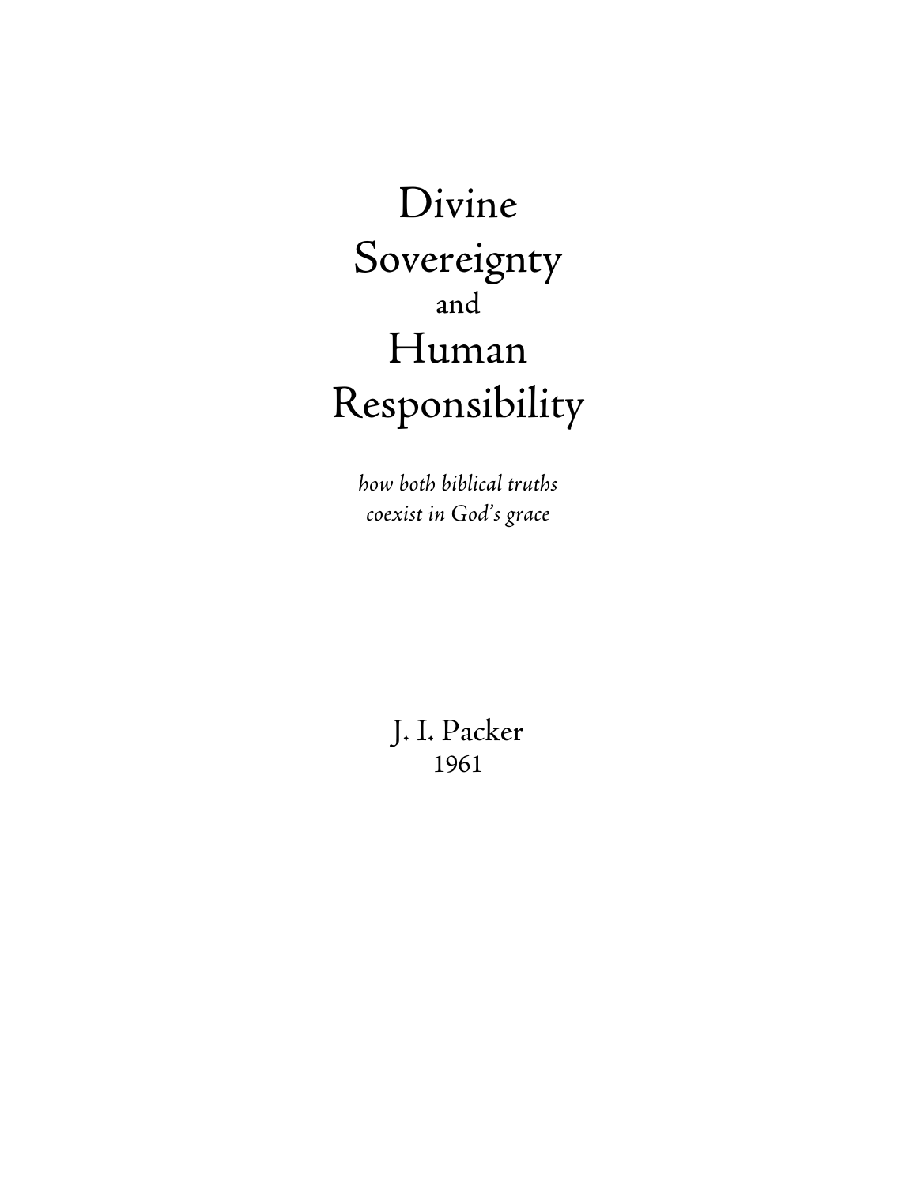# Divine Sovereignty and Human Responsibility

*how both biblical truths coexist in God's grace*

J. I. Packer

1961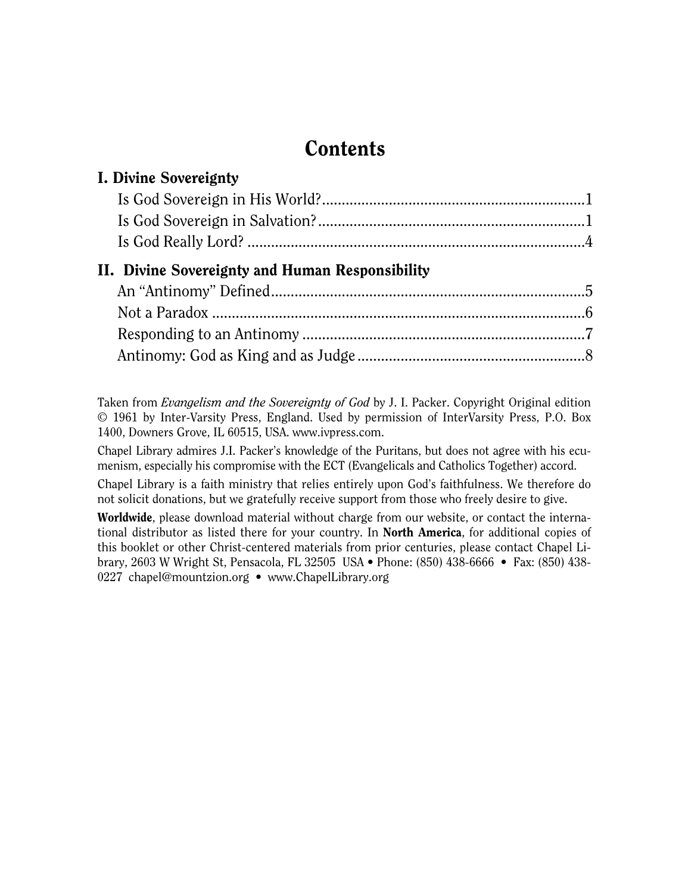# Contents

## I. Divine Sovereignty

Is God Sovereign in His World?....................1
Is God Sovereign in Salvation?....................1
Is God Really Lord? ....................4

## II. Divine Sovereignty and Human Responsibility

An "Antinomy" Defined....................5
Not a Paradox ....................6
Responding to an Antinomy ....................7
Antinomy: God as King and as Judge....................8

Taken from *Evangelism and the Sovereignty of God* by J. I. Packer. Copyright Original edition © 1961 by Inter-Varsity Press, England. Used by permission of InterVarsity Press, P.O. Box 1400, Downers Grove, IL 60515, USA. www.ivpress.com.

Chapel Library admires J.I. Packer's knowledge of the Puritans, but does not agree with his ecumenism, especially his compromise with the ECT (Evangelicals and Catholics Together) accord.

Chapel Library is a faith ministry that relies entirely upon God's faithfulness. We therefore do not solicit donations, but we gratefully receive support from those who freely desire to give.

**Worldwide**, please download material without charge from our website, or contact the international distributor as listed there for your country. In **North America**, for additional copies of this booklet or other Christ-centered materials from prior centuries, please contact Chapel Library, 2603 W Wright St, Pensacola, FL 32505 USA • Phone: (850) 438-6666 • Fax: (850) 438-0227 chapel@mountzion.org • www.ChapelLibrary.org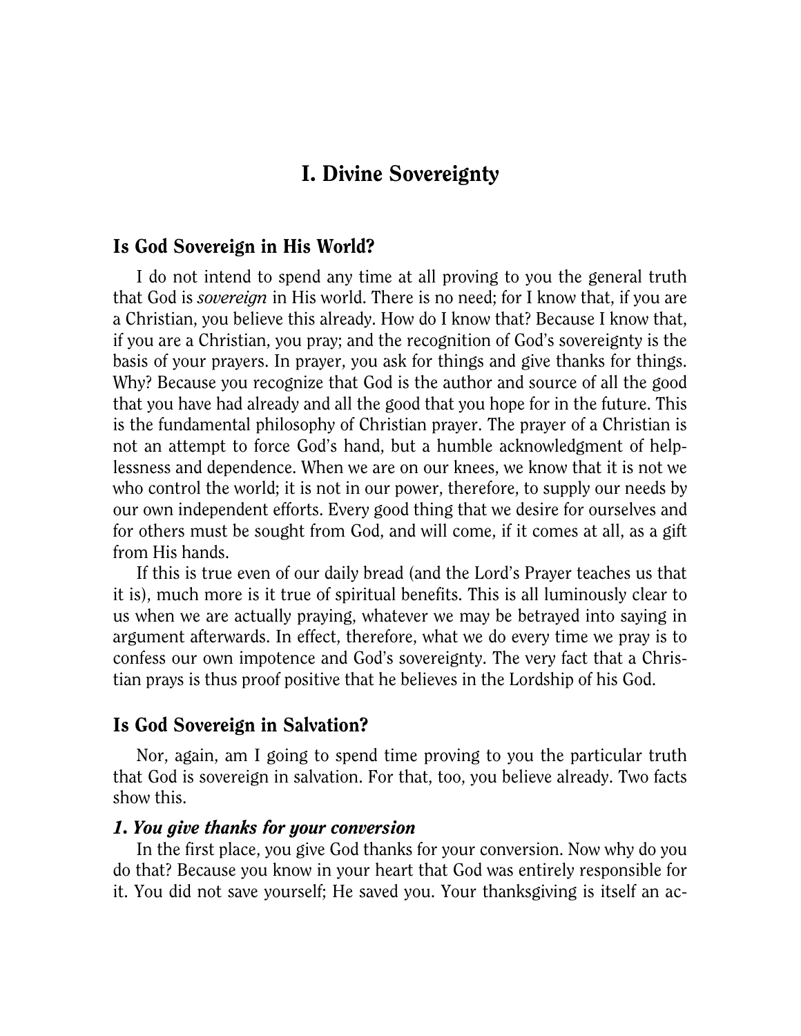# I. Divine Sovereignty

## Is God Sovereign in His World?

I do not intend to spend any time at all proving to you the general truth that God is *sovereign* in His world. There is no need; for I know that, if you are a Christian, you believe this already. How do I know that? Because I know that, if you are a Christian, you pray; and the recognition of God's sovereignty is the basis of your prayers. In prayer, you ask for things and give thanks for things. Why? Because you recognize that God is the author and source of all the good that you have had already and all the good that you hope for in the future. This is the fundamental philosophy of Christian prayer. The prayer of a Christian is not an attempt to force God's hand, but a humble acknowledgment of helplessness and dependence. When we are on our knees, we know that it is not we who control the world; it is not in our power, therefore, to supply our needs by our own independent efforts. Every good thing that we desire for ourselves and for others must be sought from God, and will come, if it comes at all, as a gift from His hands.

If this is true even of our daily bread (and the Lord's Prayer teaches us that it is), much more is it true of spiritual benefits. This is all luminously clear to us when we are actually praying, whatever we may be betrayed into saying in argument afterwards. In effect, therefore, what we do every time we pray is to confess our own impotence and God's sovereignty. The very fact that a Christian prays is thus proof positive that he believes in the Lordship of his God.

## Is God Sovereign in Salvation?

Nor, again, am I going to spend time proving to you the particular truth that God is sovereign in salvation. For that, too, you believe already. Two facts show this.

### *1. You give thanks for your conversion*

In the first place, you give God thanks for your conversion. Now why do you do that? Because you know in your heart that God was entirely responsible for it. You did not save yourself; He saved you. Your thanksgiving is itself an ac-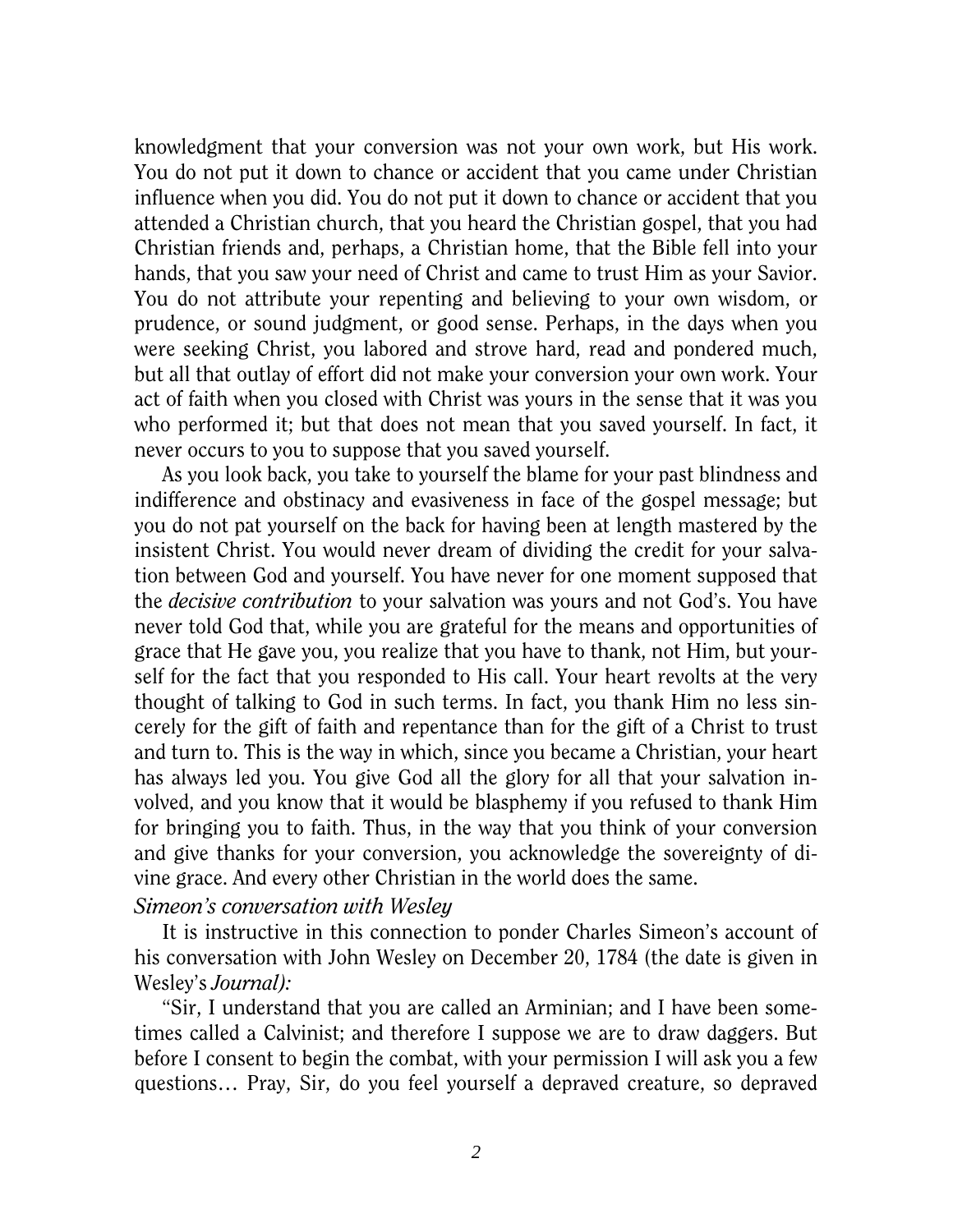knowledgment that your conversion was not your own work, but His work. You do not put it down to chance or accident that you came under Christian influence when you did. You do not put it down to chance or accident that you attended a Christian church, that you heard the Christian gospel, that you had Christian friends and, perhaps, a Christian home, that the Bible fell into your hands, that you saw your need of Christ and came to trust Him as your Savior. You do not attribute your repenting and believing to your own wisdom, or prudence, or sound judgment, or good sense. Perhaps, in the days when you were seeking Christ, you labored and strove hard, read and pondered much, but all that outlay of effort did not make your conversion your own work. Your act of faith when you closed with Christ was yours in the sense that it was you who performed it; but that does not mean that you saved yourself. In fact, it never occurs to you to suppose that you saved yourself.

As you look back, you take to yourself the blame for your past blindness and indifference and obstinacy and evasiveness in face of the gospel message; but you do not pat yourself on the back for having been at length mastered by the insistent Christ. You would never dream of dividing the credit for your salvation between God and yourself. You have never for one moment supposed that the *decisive contribution* to your salvation was yours and not God's. You have never told God that, while you are grateful for the means and opportunities of grace that He gave you, you realize that you have to thank, not Him, but yourself for the fact that you responded to His call. Your heart revolts at the very thought of talking to God in such terms. In fact, you thank Him no less sincerely for the gift of faith and repentance than for the gift of a Christ to trust and turn to. This is the way in which, since you became a Christian, your heart has always led you. You give God all the glory for all that your salvation involved, and you know that it would be blasphemy if you refused to thank Him for bringing you to faith. Thus, in the way that you think of your conversion and give thanks for your conversion, you acknowledge the sovereignty of divine grace. And every other Christian in the world does the same.

### *Simeon's conversation with Wesley*

It is instructive in this connection to ponder Charles Simeon's account of his conversation with John Wesley on December 20, 1784 (the date is given in Wesley's *Journal):*

"Sir, I understand that you are called an Arminian; and I have been sometimes called a Calvinist; and therefore I suppose we are to draw daggers. But before I consent to begin the combat, with your permission I will ask you a few questions… Pray, Sir, do you feel yourself a depraved creature, so depraved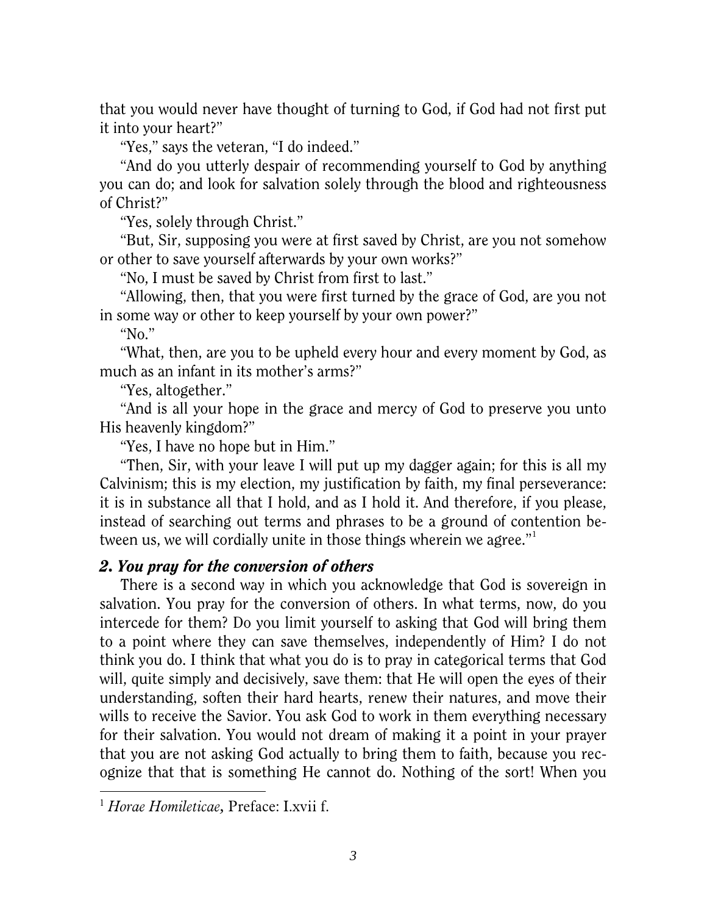that you would never have thought of turning to God, if God had not first put it into your heart?"

"Yes," says the veteran, "I do indeed."

"And do you utterly despair of recommending yourself to God by anything you can do; and look for salvation solely through the blood and righteousness of Christ?"

"Yes, solely through Christ."

"But, Sir, supposing you were at first saved by Christ, are you not somehow or other to save yourself afterwards by your own works?"

"No, I must be saved by Christ from first to last."

"Allowing, then, that you were first turned by the grace of God, are you not in some way or other to keep yourself by your own power?"

"No."

"What, then, are you to be upheld every hour and every moment by God, as much as an infant in its mother's arms?"

"Yes, altogether."

"And is all your hope in the grace and mercy of God to preserve you unto His heavenly kingdom?"

"Yes, I have no hope but in Him."

"Then, Sir, with your leave I will put up my dagger again; for this is all my Calvinism; this is my election, my justification by faith, my final perseverance: it is in substance all that I hold, and as I hold it. And therefore, if you please, instead of searching out terms and phrases to be a ground of contention between us, we will cordially unite in those things wherein we agree."[1]

### *2. You pray for the conversion of others*

There is a second way in which you acknowledge that God is sovereign in salvation. You pray for the conversion of others. In what terms, now, do you intercede for them? Do you limit yourself to asking that God will bring them to a point where they can save themselves, independently of Him? I do not think you do. I think that what you do is to pray in categorical terms that God will, quite simply and decisively, save them: that He will open the eyes of their understanding, soften their hard hearts, renew their natures, and move their wills to receive the Savior. You ask God to work in them everything necessary for their salvation. You would not dream of making it a point in your prayer that you are not asking God actually to bring them to faith, because you recognize that that is something He cannot do. Nothing of the sort! When you

[1] *Horae Homileticae*, Preface: I.xvii f.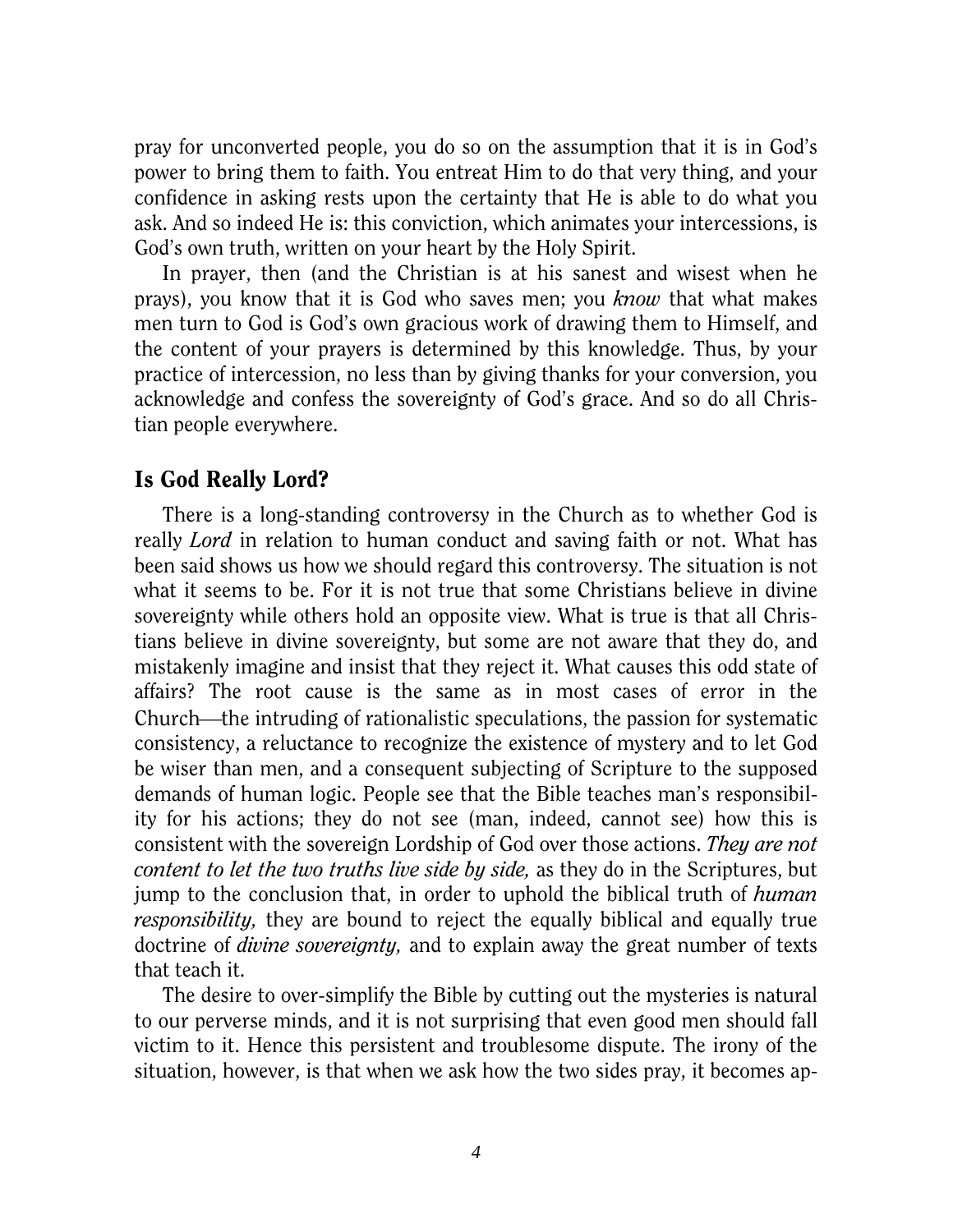pray for unconverted people, you do so on the assumption that it is in God's power to bring them to faith. You entreat Him to do that very thing, and your confidence in asking rests upon the certainty that He is able to do what you ask. And so indeed He is: this conviction, which animates your intercessions, is God's own truth, written on your heart by the Holy Spirit.

In prayer, then (and the Christian is at his sanest and wisest when he prays), you know that it is God who saves men; you *know* that what makes men turn to God is God's own gracious work of drawing them to Himself, and the content of your prayers is determined by this knowledge. Thus, by your practice of intercession, no less than by giving thanks for your conversion, you acknowledge and confess the sovereignty of God's grace. And so do all Christian people everywhere.

## Is God Really Lord?

There is a long-standing controversy in the Church as to whether God is really *Lord* in relation to human conduct and saving faith or not. What has been said shows us how we should regard this controversy. The situation is not what it seems to be. For it is not true that some Christians believe in divine sovereignty while others hold an opposite view. What is true is that all Christians believe in divine sovereignty, but some are not aware that they do, and mistakenly imagine and insist that they reject it. What causes this odd state of affairs? The root cause is the same as in most cases of error in the Church—the intruding of rationalistic speculations, the passion for systematic consistency, a reluctance to recognize the existence of mystery and to let God be wiser than men, and a consequent subjecting of Scripture to the supposed demands of human logic. People see that the Bible teaches man's responsibility for his actions; they do not see (man, indeed, cannot see) how this is consistent with the sovereign Lordship of God over those actions. *They are not content to let the two truths live side by side,* as they do in the Scriptures, but jump to the conclusion that, in order to uphold the biblical truth of *human responsibility,* they are bound to reject the equally biblical and equally true doctrine of *divine sovereignty,* and to explain away the great number of texts that teach it.

The desire to over-simplify the Bible by cutting out the mysteries is natural to our perverse minds, and it is not surprising that even good men should fall victim to it. Hence this persistent and troublesome dispute. The irony of the situation, however, is that when we ask how the two sides pray, it becomes ap-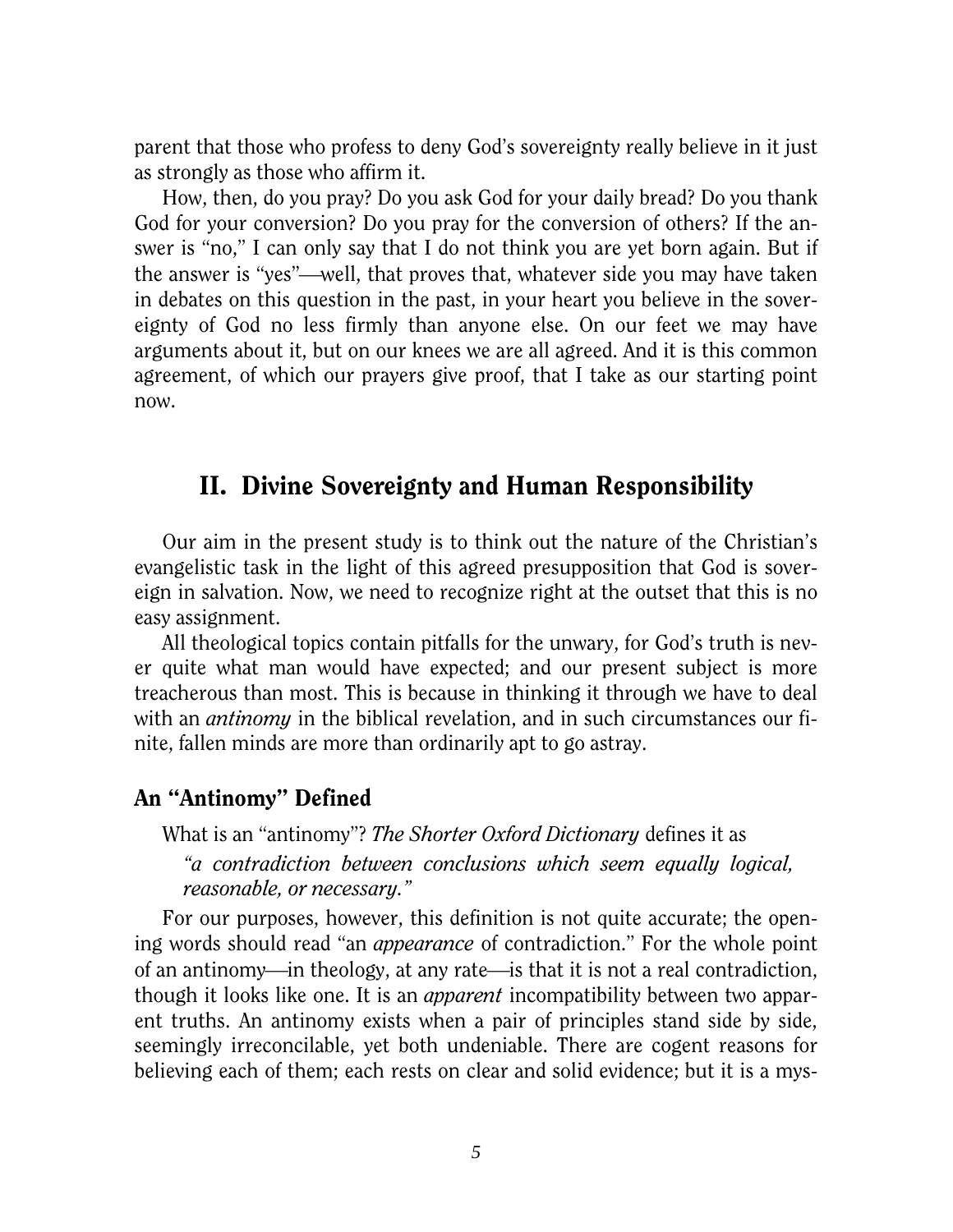parent that those who profess to deny God's sovereignty really believe in it just as strongly as those who affirm it.

How, then, do you pray? Do you ask God for your daily bread? Do you thank God for your conversion? Do you pray for the conversion of others? If the answer is "no," I can only say that I do not think you are yet born again. But if the answer is "yes"—well, that proves that, whatever side you may have taken in debates on this question in the past, in your heart you believe in the sovereignty of God no less firmly than anyone else. On our feet we may have arguments about it, but on our knees we are all agreed. And it is this common agreement, of which our prayers give proof, that I take as our starting point now.

## II. Divine Sovereignty and Human Responsibility

Our aim in the present study is to think out the nature of the Christian's evangelistic task in the light of this agreed presupposition that God is sovereign in salvation. Now, we need to recognize right at the outset that this is no easy assignment.

All theological topics contain pitfalls for the unwary, for God's truth is never quite what man would have expected; and our present subject is more treacherous than most. This is because in thinking it through we have to deal with an *antinomy* in the biblical revelation, and in such circumstances our finite, fallen minds are more than ordinarily apt to go astray.

### An "Antinomy" Defined

What is an "antinomy"? *The Shorter Oxford Dictionary* defines it as

> *"a contradiction between conclusions which seem equally logical, reasonable, or necessary."*

For our purposes, however, this definition is not quite accurate; the opening words should read "an *appearance* of contradiction." For the whole point of an antinomy—in theology, at any rate—is that it is not a real contradiction, though it looks like one. It is an *apparent* incompatibility between two apparent truths. An antinomy exists when a pair of principles stand side by side, seemingly irreconcilable, yet both undeniable. There are cogent reasons for believing each of them; each rests on clear and solid evidence; but it is a mys-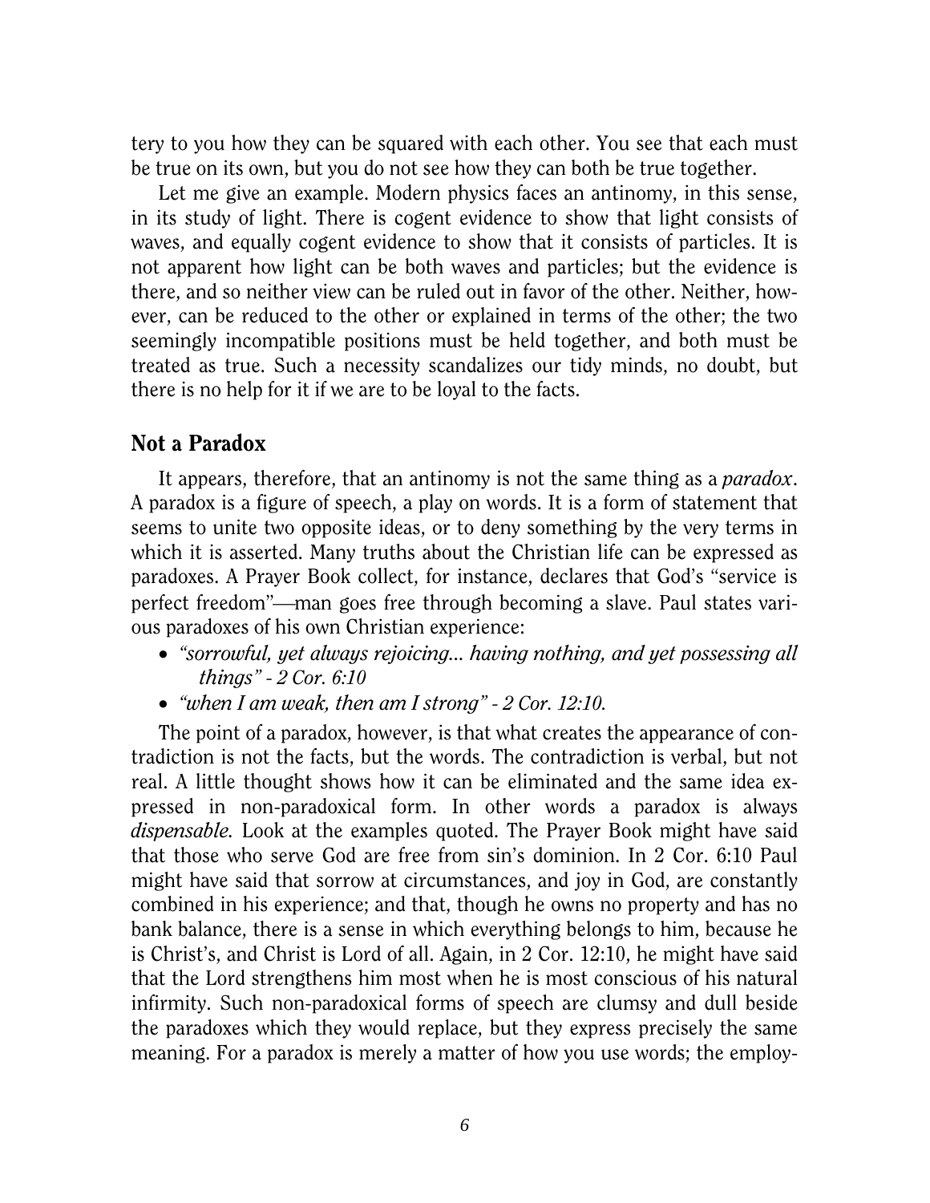tery to you how they can be squared with each other. You see that each must be true on its own, but you do not see how they can both be true together.

Let me give an example. Modern physics faces an antinomy, in this sense, in its study of light. There is cogent evidence to show that light consists of waves, and equally cogent evidence to show that it consists of particles. It is not apparent how light can be both waves and particles; but the evidence is there, and so neither view can be ruled out in favor of the other. Neither, however, can be reduced to the other or explained in terms of the other; the two seemingly incompatible positions must be held together, and both must be treated as true. Such a necessity scandalizes our tidy minds, no doubt, but there is no help for it if we are to be loyal to the facts.

## Not a Paradox

It appears, therefore, that an antinomy is not the same thing as a *paradox*. A paradox is a figure of speech, a play on words. It is a form of statement that seems to unite two opposite ideas, or to deny something by the very terms in which it is asserted. Many truths about the Christian life can be expressed as paradoxes. A Prayer Book collect, for instance, declares that God's "service is perfect freedom"—man goes free through becoming a slave. Paul states various paradoxes of his own Christian experience:

- *"sorrowful, yet always rejoicing... having nothing, and yet possessing all things" - 2 Cor. 6:10*
- *"when I am weak, then am I strong" - 2 Cor. 12:10.*

The point of a paradox, however, is that what creates the appearance of contradiction is not the facts, but the words. The contradiction is verbal, but not real. A little thought shows how it can be eliminated and the same idea expressed in non-paradoxical form. In other words a paradox is always *dispensable*. Look at the examples quoted. The Prayer Book might have said that those who serve God are free from sin's dominion. In 2 Cor. 6:10 Paul might have said that sorrow at circumstances, and joy in God, are constantly combined in his experience; and that, though he owns no property and has no bank balance, there is a sense in which everything belongs to him, because he is Christ's, and Christ is Lord of all. Again, in 2 Cor. 12:10, he might have said that the Lord strengthens him most when he is most conscious of his natural infirmity. Such non-paradoxical forms of speech are clumsy and dull beside the paradoxes which they would replace, but they express precisely the same meaning. For a paradox is merely a matter of how you use words; the employ-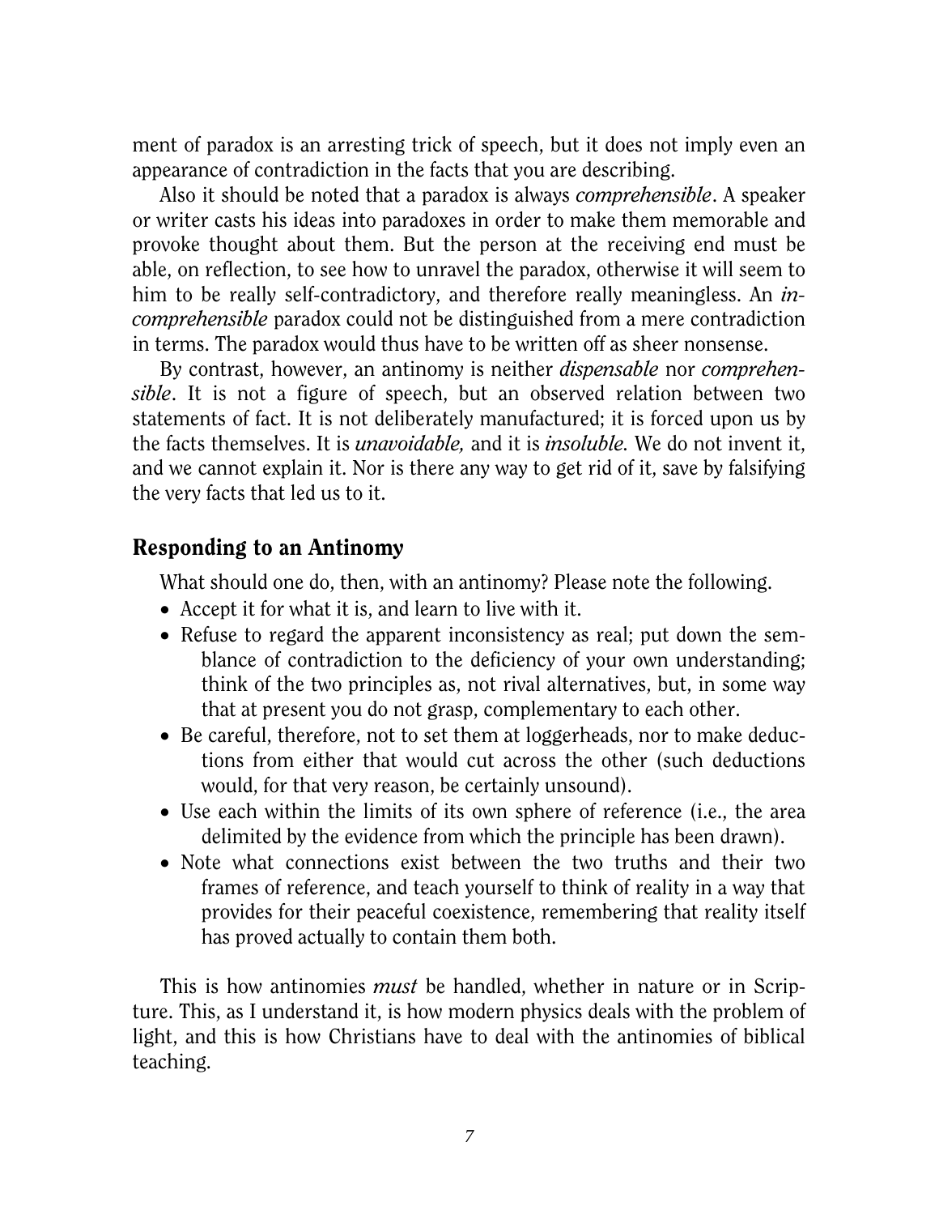ment of paradox is an arresting trick of speech, but it does not imply even an appearance of contradiction in the facts that you are describing.

Also it should be noted that a paradox is always *comprehensible*. A speaker or writer casts his ideas into paradoxes in order to make them memorable and provoke thought about them. But the person at the receiving end must be able, on reflection, to see how to unravel the paradox, otherwise it will seem to him to be really self-contradictory, and therefore really meaningless. An *incomprehensible* paradox could not be distinguished from a mere contradiction in terms. The paradox would thus have to be written off as sheer nonsense.

By contrast, however, an antinomy is neither *dispensable* nor *comprehensible*. It is not a figure of speech, but an observed relation between two statements of fact. It is not deliberately manufactured; it is forced upon us by the facts themselves. It is *unavoidable,* and it is *insoluble.* We do not invent it, and we cannot explain it. Nor is there any way to get rid of it, save by falsifying the very facts that led us to it.

## Responding to an Antinomy

What should one do, then, with an antinomy? Please note the following.

- Accept it for what it is, and learn to live with it.
- Refuse to regard the apparent inconsistency as real; put down the semblance of contradiction to the deficiency of your own understanding; think of the two principles as, not rival alternatives, but, in some way that at present you do not grasp, complementary to each other.
- Be careful, therefore, not to set them at loggerheads, nor to make deductions from either that would cut across the other (such deductions would, for that very reason, be certainly unsound).
- Use each within the limits of its own sphere of reference (i.e., the area delimited by the evidence from which the principle has been drawn).
- Note what connections exist between the two truths and their two frames of reference, and teach yourself to think of reality in a way that provides for their peaceful coexistence, remembering that reality itself has proved actually to contain them both.

This is how antinomies *must* be handled, whether in nature or in Scripture. This, as I understand it, is how modern physics deals with the problem of light, and this is how Christians have to deal with the antinomies of biblical teaching.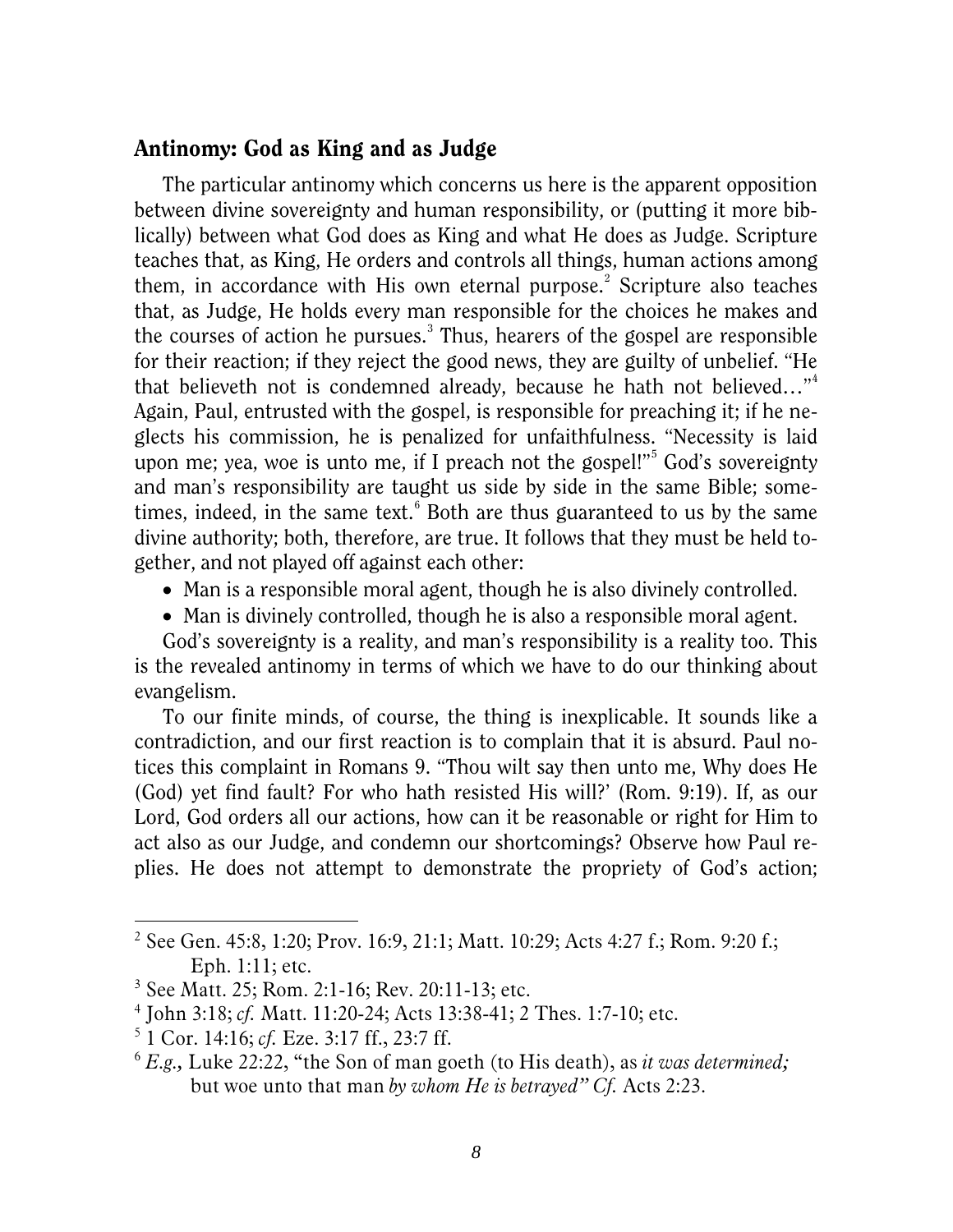## Antinomy: God as King and as Judge

The particular antinomy which concerns us here is the apparent opposition between divine sovereignty and human responsibility, or (putting it more biblically) between what God does as King and what He does as Judge. Scripture teaches that, as King, He orders and controls all things, human actions among them, in accordance with His own eternal purpose.[2] Scripture also teaches that, as Judge, He holds every man responsible for the choices he makes and the courses of action he pursues.[3] Thus, hearers of the gospel are responsible for their reaction; if they reject the good news, they are guilty of unbelief. "He that believeth not is condemned already, because he hath not believed…"[4] Again, Paul, entrusted with the gospel, is responsible for preaching it; if he neglects his commission, he is penalized for unfaithfulness. "Necessity is laid upon me; yea, woe is unto me, if I preach not the gospel!"[5] God's sovereignty and man's responsibility are taught us side by side in the same Bible; sometimes, indeed, in the same text.[6] Both are thus guaranteed to us by the same divine authority; both, therefore, are true. It follows that they must be held together, and not played off against each other:

- Man is a responsible moral agent, though he is also divinely controlled.
- Man is divinely controlled, though he is also a responsible moral agent.

God's sovereignty is a reality, and man's responsibility is a reality too. This is the revealed antinomy in terms of which we have to do our thinking about evangelism.

To our finite minds, of course, the thing is inexplicable. It sounds like a contradiction, and our first reaction is to complain that it is absurd. Paul notices this complaint in Romans 9. "Thou wilt say then unto me, Why does He (God) yet find fault? For who hath resisted His will?' (Rom. 9:19). If, as our Lord, God orders all our actions, how can it be reasonable or right for Him to act also as our Judge, and condemn our shortcomings? Observe how Paul replies. He does not attempt to demonstrate the propriety of God's action;

---

[2] See Gen. 45:8, 1:20; Prov. 16:9, 21:1; Matt. 10:29; Acts 4:27 f.; Rom. 9:20 f.; Eph. 1:11; etc.

[3] See Matt. 25; Rom. 2:1-16; Rev. 20:11-13; etc.

[4] John 3:18; *cf.* Matt. 11:20-24; Acts 13:38-41; 2 Thes. 1:7-10; etc.

[5] 1 Cor. 14:16; *cf.* Eze. 3:17 ff., 23:7 ff.

[6] *E.g.,* Luke 22:22, "the Son of man goeth (to His death), as *it was determined;* but woe unto that man *by whom He is betrayed" Cf.* Acts 2:23.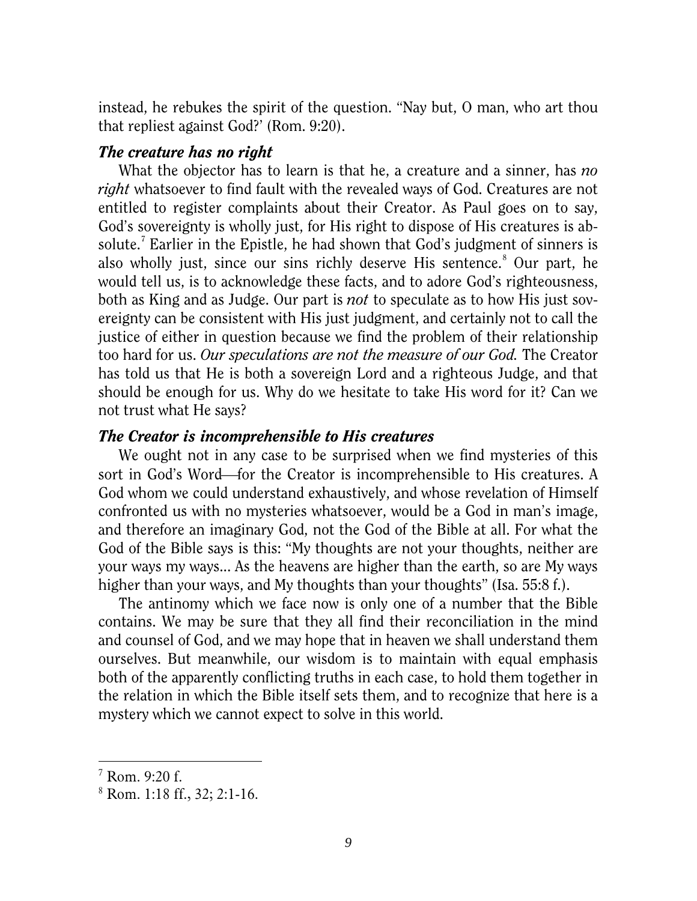instead, he rebukes the spirit of the question. "Nay but, O man, who art thou that repliest against God?' (Rom. 9:20).

### *The creature has no right*

What the objector has to learn is that he, a creature and a sinner, has *no right* whatsoever to find fault with the revealed ways of God. Creatures are not entitled to register complaints about their Creator. As Paul goes on to say, God's sovereignty is wholly just, for His right to dispose of His creatures is absolute.[7] Earlier in the Epistle, he had shown that God's judgment of sinners is also wholly just, since our sins richly deserve His sentence.[8] Our part, he would tell us, is to acknowledge these facts, and to adore God's righteousness, both as King and as Judge. Our part is *not* to speculate as to how His just sovereignty can be consistent with His just judgment, and certainly not to call the justice of either in question because we find the problem of their relationship too hard for us. *Our speculations are not the measure of our God.* The Creator has told us that He is both a sovereign Lord and a righteous Judge, and that should be enough for us. Why do we hesitate to take His word for it? Can we not trust what He says?

### *The Creator is incomprehensible to His creatures*

We ought not in any case to be surprised when we find mysteries of this sort in God's Word—for the Creator is incomprehensible to His creatures. A God whom we could understand exhaustively, and whose revelation of Himself confronted us with no mysteries whatsoever, would be a God in man's image, and therefore an imaginary God, not the God of the Bible at all. For what the God of the Bible says is this: "My thoughts are not your thoughts, neither are your ways my ways... As the heavens are higher than the earth, so are My ways higher than your ways, and My thoughts than your thoughts" (Isa. 55:8 f.).

The antinomy which we face now is only one of a number that the Bible contains. We may be sure that they all find their reconciliation in the mind and counsel of God, and we may hope that in heaven we shall understand them ourselves. But meanwhile, our wisdom is to maintain with equal emphasis both of the apparently conflicting truths in each case, to hold them together in the relation in which the Bible itself sets them, and to recognize that here is a mystery which we cannot expect to solve in this world.

---

[7] Rom. 9:20 f.

[8] Rom. 1:18 ff., 32; 2:1-16.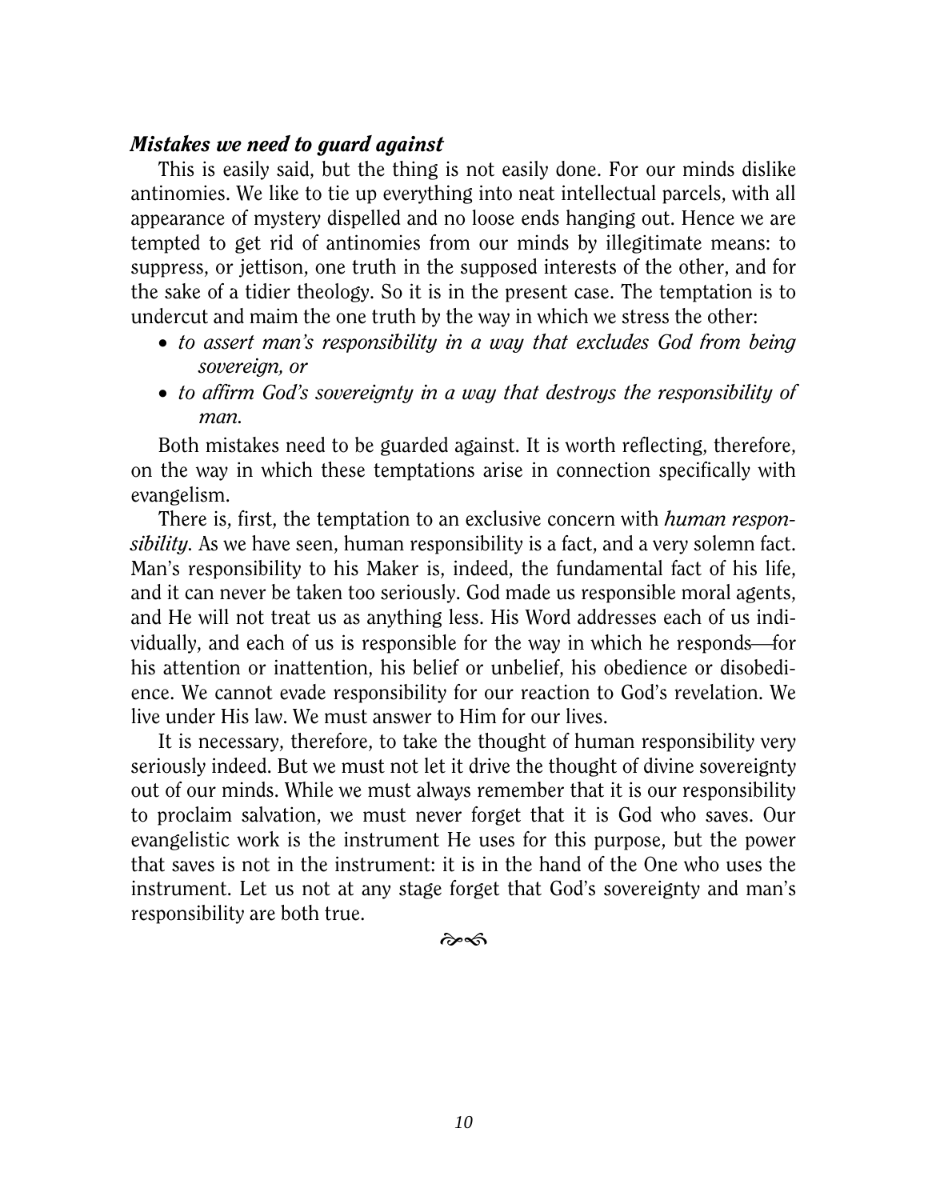### *Mistakes we need to guard against*

This is easily said, but the thing is not easily done. For our minds dislike antinomies. We like to tie up everything into neat intellectual parcels, with all appearance of mystery dispelled and no loose ends hanging out. Hence we are tempted to get rid of antinomies from our minds by illegitimate means: to suppress, or jettison, one truth in the supposed interests of the other, and for the sake of a tidier theology. So it is in the present case. The temptation is to undercut and maim the one truth by the way in which we stress the other:

- *to assert man's responsibility in a way that excludes God from being sovereign, or*
- *to affirm God's sovereignty in a way that destroys the responsibility of man.*

Both mistakes need to be guarded against. It is worth reflecting, therefore, on the way in which these temptations arise in connection specifically with evangelism.

There is, first, the temptation to an exclusive concern with *human responsibility*. As we have seen, human responsibility is a fact, and a very solemn fact. Man's responsibility to his Maker is, indeed, the fundamental fact of his life, and it can never be taken too seriously. God made us responsible moral agents, and He will not treat us as anything less. His Word addresses each of us individually, and each of us is responsible for the way in which he responds—for his attention or inattention, his belief or unbelief, his obedience or disobedience. We cannot evade responsibility for our reaction to God's revelation. We live under His law. We must answer to Him for our lives.

It is necessary, therefore, to take the thought of human responsibility very seriously indeed. But we must not let it drive the thought of divine sovereignty out of our minds. While we must always remember that it is our responsibility to proclaim salvation, we must never forget that it is God who saves. Our evangelistic work is the instrument He uses for this purpose, but the power that saves is not in the instrument: it is in the hand of the One who uses the instrument. Let us not at any stage forget that God's sovereignty and man's responsibility are both true.